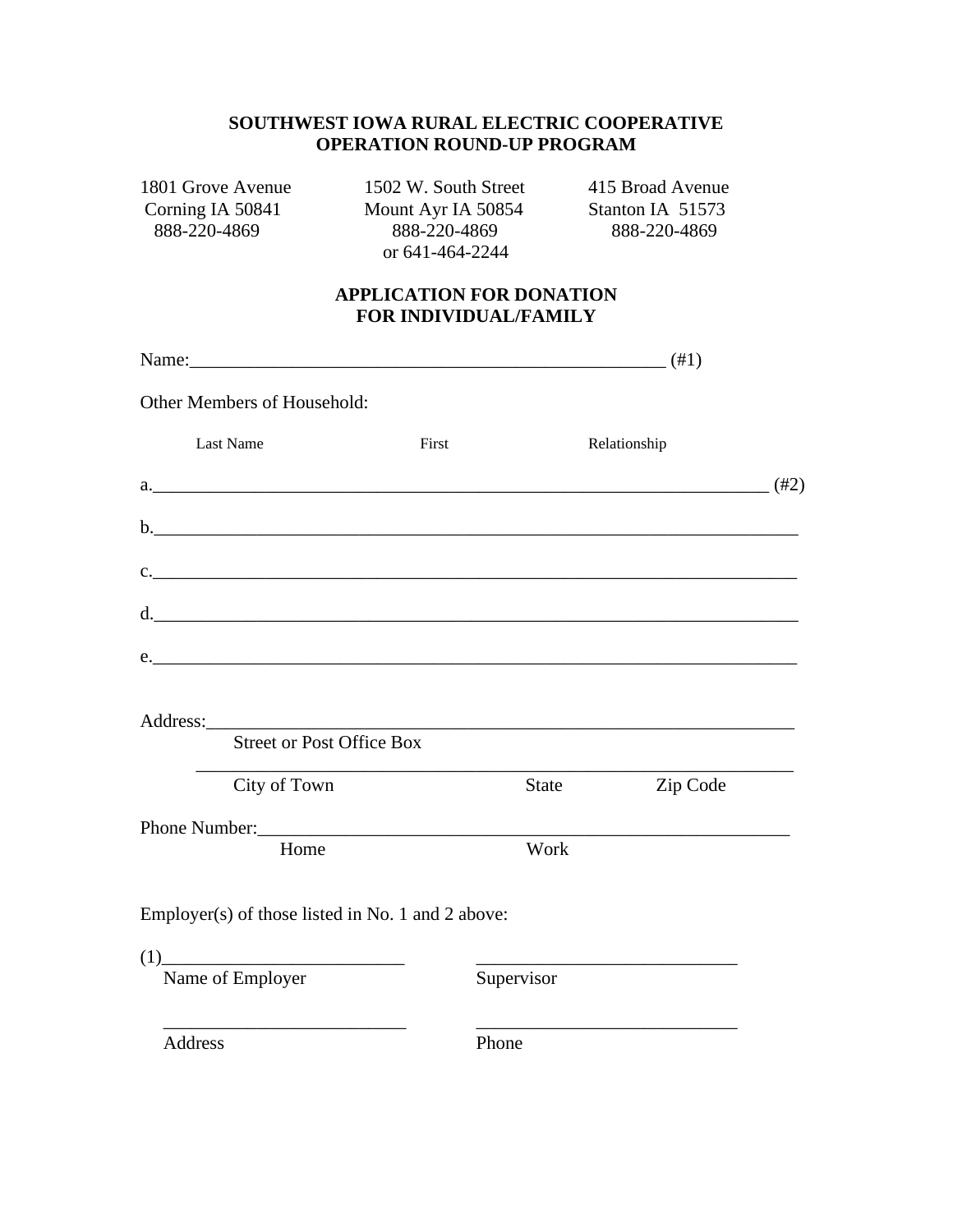**SOUTHWEST IOWA RURAL ELECTRIC COOPERATIVE**
**OPERATION ROUND-UP PROGRAM**

| | | |
|---|---|---|
| 1801 Grove Avenue | 1502 W. South Street | 415 Broad Avenue |
| Corning IA 50841 | Mount Ayr IA 50854 | Stanton IA 51573 |
| 888-220-4869 | 888-220-4869 | 888-220-4869 |
| | or 641-464-2244 | |

**APPLICATION FOR DONATION**
**FOR INDIVIDUAL/FAMILY**

Name:\_\_\_\_\_\_\_\_\_\_\_\_\_\_\_\_\_\_\_\_\_\_\_\_\_\_\_\_\_\_\_\_\_\_\_\_\_\_\_\_\_\_\_\_\_\_\_\_\_\_\_\_ (#1)

Other Members of Household:

Last Name First Relationship

a.\_\_\_\_\_\_\_\_\_\_\_\_\_\_\_\_\_\_\_\_\_\_\_\_\_\_\_\_\_\_\_\_\_\_\_\_\_\_\_\_\_\_\_\_\_\_\_\_\_\_\_\_\_\_\_\_\_\_\_\_\_\_\_\_ (#2)

b.\_\_\_\_\_\_\_\_\_\_\_\_\_\_\_\_\_\_\_\_\_\_\_\_\_\_\_\_\_\_\_\_\_\_\_\_\_\_\_\_\_\_\_\_\_\_\_\_\_\_\_\_\_\_\_\_\_\_\_\_\_\_\_\_\_\_\_

c.\_\_\_\_\_\_\_\_\_\_\_\_\_\_\_\_\_\_\_\_\_\_\_\_\_\_\_\_\_\_\_\_\_\_\_\_\_\_\_\_\_\_\_\_\_\_\_\_\_\_\_\_\_\_\_\_\_\_\_\_\_\_\_\_\_\_\_

d.\_\_\_\_\_\_\_\_\_\_\_\_\_\_\_\_\_\_\_\_\_\_\_\_\_\_\_\_\_\_\_\_\_\_\_\_\_\_\_\_\_\_\_\_\_\_\_\_\_\_\_\_\_\_\_\_\_\_\_\_\_\_\_\_\_\_\_

e.\_\_\_\_\_\_\_\_\_\_\_\_\_\_\_\_\_\_\_\_\_\_\_\_\_\_\_\_\_\_\_\_\_\_\_\_\_\_\_\_\_\_\_\_\_\_\_\_\_\_\_\_\_\_\_\_\_\_\_\_\_\_\_\_\_\_\_

Address:\_\_\_\_\_\_\_\_\_\_\_\_\_\_\_\_\_\_\_\_\_\_\_\_\_\_\_\_\_\_\_\_\_\_\_\_\_\_\_\_\_\_\_\_\_\_\_\_\_\_\_\_\_\_\_\_\_\_\_\_\_
Street or Post Office Box

\_\_\_\_\_\_\_\_\_\_\_\_\_\_\_\_\_\_\_\_\_\_\_\_\_\_\_\_\_\_\_\_\_\_\_\_\_\_\_\_\_\_\_\_\_\_\_\_\_\_\_\_\_\_\_\_\_\_\_\_\_\_\_\_\_
City of Town State Zip Code

Phone Number:\_\_\_\_\_\_\_\_\_\_\_\_\_\_\_\_\_\_\_\_\_\_\_\_\_\_\_\_\_\_\_\_\_\_\_\_\_\_\_\_\_\_\_\_\_\_\_\_\_\_\_\_\_\_\_
Home Work

Employer(s) of those listed in No. 1 and 2 above:

(1)\_\_\_\_\_\_\_\_\_\_\_\_\_\_\_\_\_\_\_\_\_\_\_\_\_\_ \_\_\_\_\_\_\_\_\_\_\_\_\_\_\_\_\_\_\_\_\_\_\_\_\_\_\_\_
Name of Employer Supervisor

\_\_\_\_\_\_\_\_\_\_\_\_\_\_\_\_\_\_\_\_\_\_\_\_\_\_ \_\_\_\_\_\_\_\_\_\_\_\_\_\_\_\_\_\_\_\_\_\_\_\_\_\_\_\_
Address Phone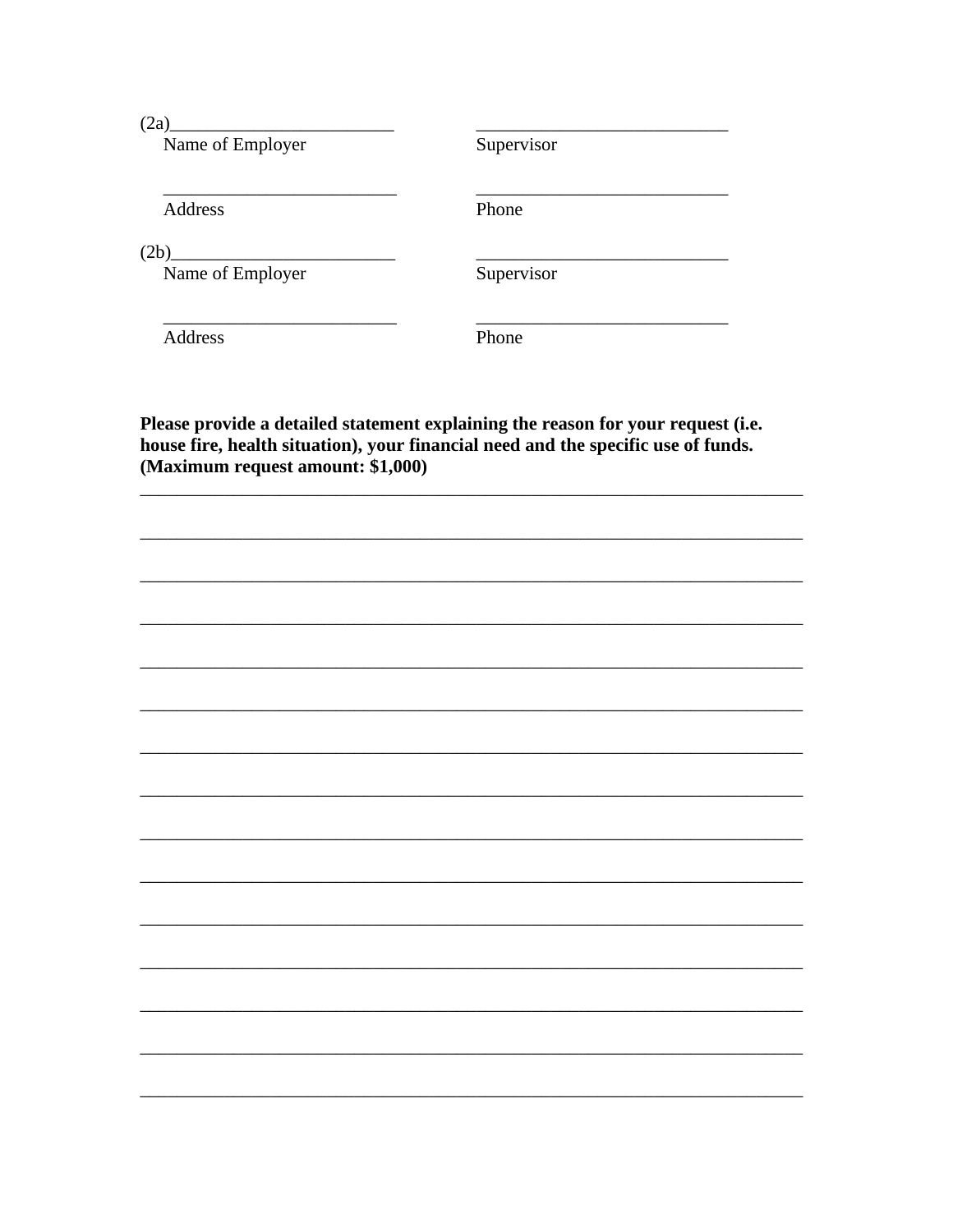(2a)_________________________ _____________________________

Name of Employer Supervisor

_________________________ _____________________________

Address Phone

(2b)_________________________ _____________________________

Name of Employer Supervisor

_________________________ _____________________________

Address Phone

**Please provide a detailed statement explaining the reason for your request (i.e. house fire, health situation), your financial need and the specific use of funds. (Maximum request amount: $1,000)**

_____________________________________________________________________________

_____________________________________________________________________________

_____________________________________________________________________________

_____________________________________________________________________________

_____________________________________________________________________________

_____________________________________________________________________________

_____________________________________________________________________________

_____________________________________________________________________________

_____________________________________________________________________________

_____________________________________________________________________________

_____________________________________________________________________________

_____________________________________________________________________________

_____________________________________________________________________________

_____________________________________________________________________________

_____________________________________________________________________________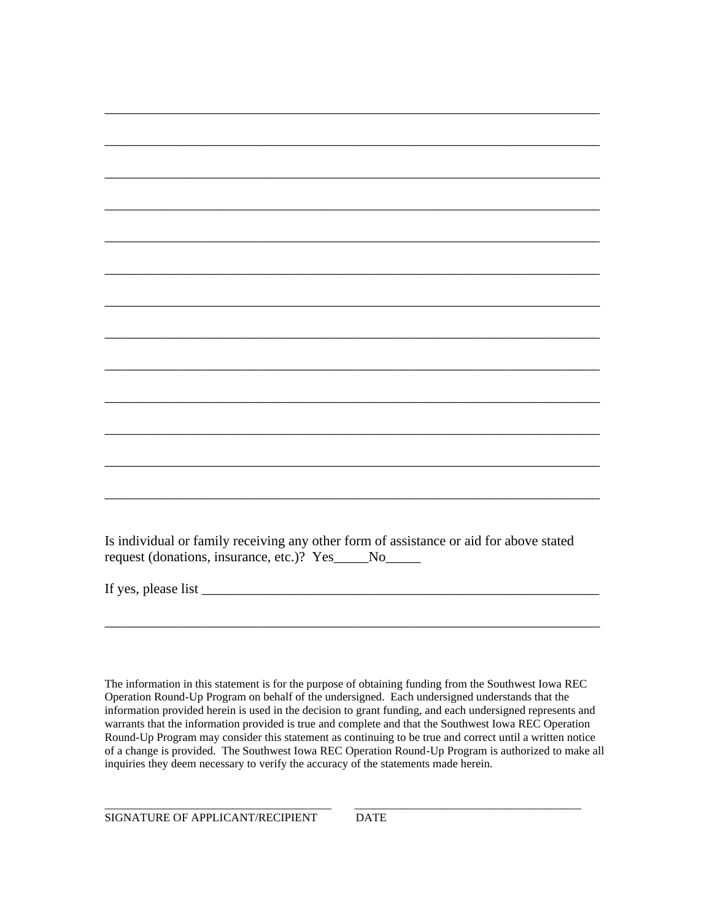\_\_\_\_\_\_\_\_\_\_\_\_\_\_\_\_\_\_\_\_\_\_\_\_\_\_\_\_\_\_\_\_\_\_\_\_\_\_\_\_\_\_\_\_\_\_\_\_\_\_\_\_\_\_\_\_\_\_\_\_\_\_\_\_\_\_\_\_\_\_

\_\_\_\_\_\_\_\_\_\_\_\_\_\_\_\_\_\_\_\_\_\_\_\_\_\_\_\_\_\_\_\_\_\_\_\_\_\_\_\_\_\_\_\_\_\_\_\_\_\_\_\_\_\_\_\_\_\_\_\_\_\_\_\_\_\_\_\_\_\_

\_\_\_\_\_\_\_\_\_\_\_\_\_\_\_\_\_\_\_\_\_\_\_\_\_\_\_\_\_\_\_\_\_\_\_\_\_\_\_\_\_\_\_\_\_\_\_\_\_\_\_\_\_\_\_\_\_\_\_\_\_\_\_\_\_\_\_\_\_\_

\_\_\_\_\_\_\_\_\_\_\_\_\_\_\_\_\_\_\_\_\_\_\_\_\_\_\_\_\_\_\_\_\_\_\_\_\_\_\_\_\_\_\_\_\_\_\_\_\_\_\_\_\_\_\_\_\_\_\_\_\_\_\_\_\_\_\_\_\_\_

\_\_\_\_\_\_\_\_\_\_\_\_\_\_\_\_\_\_\_\_\_\_\_\_\_\_\_\_\_\_\_\_\_\_\_\_\_\_\_\_\_\_\_\_\_\_\_\_\_\_\_\_\_\_\_\_\_\_\_\_\_\_\_\_\_\_\_\_\_\_

\_\_\_\_\_\_\_\_\_\_\_\_\_\_\_\_\_\_\_\_\_\_\_\_\_\_\_\_\_\_\_\_\_\_\_\_\_\_\_\_\_\_\_\_\_\_\_\_\_\_\_\_\_\_\_\_\_\_\_\_\_\_\_\_\_\_\_\_\_\_

\_\_\_\_\_\_\_\_\_\_\_\_\_\_\_\_\_\_\_\_\_\_\_\_\_\_\_\_\_\_\_\_\_\_\_\_\_\_\_\_\_\_\_\_\_\_\_\_\_\_\_\_\_\_\_\_\_\_\_\_\_\_\_\_\_\_\_\_\_\_

\_\_\_\_\_\_\_\_\_\_\_\_\_\_\_\_\_\_\_\_\_\_\_\_\_\_\_\_\_\_\_\_\_\_\_\_\_\_\_\_\_\_\_\_\_\_\_\_\_\_\_\_\_\_\_\_\_\_\_\_\_\_\_\_\_\_\_\_\_\_

\_\_\_\_\_\_\_\_\_\_\_\_\_\_\_\_\_\_\_\_\_\_\_\_\_\_\_\_\_\_\_\_\_\_\_\_\_\_\_\_\_\_\_\_\_\_\_\_\_\_\_\_\_\_\_\_\_\_\_\_\_\_\_\_\_\_\_\_\_\_

\_\_\_\_\_\_\_\_\_\_\_\_\_\_\_\_\_\_\_\_\_\_\_\_\_\_\_\_\_\_\_\_\_\_\_\_\_\_\_\_\_\_\_\_\_\_\_\_\_\_\_\_\_\_\_\_\_\_\_\_\_\_\_\_\_\_\_\_\_\_

\_\_\_\_\_\_\_\_\_\_\_\_\_\_\_\_\_\_\_\_\_\_\_\_\_\_\_\_\_\_\_\_\_\_\_\_\_\_\_\_\_\_\_\_\_\_\_\_\_\_\_\_\_\_\_\_\_\_\_\_\_\_\_\_\_\_\_\_\_\_

\_\_\_\_\_\_\_\_\_\_\_\_\_\_\_\_\_\_\_\_\_\_\_\_\_\_\_\_\_\_\_\_\_\_\_\_\_\_\_\_\_\_\_\_\_\_\_\_\_\_\_\_\_\_\_\_\_\_\_\_\_\_\_\_\_\_\_\_\_\_

\_\_\_\_\_\_\_\_\_\_\_\_\_\_\_\_\_\_\_\_\_\_\_\_\_\_\_\_\_\_\_\_\_\_\_\_\_\_\_\_\_\_\_\_\_\_\_\_\_\_\_\_\_\_\_\_\_\_\_\_\_\_\_\_\_\_\_\_\_\_

Is individual or family receiving any other form of assistance or aid for above stated request (donations, insurance, etc.)? Yes\_\_\_\_\_No\_\_\_\_\_

If yes, please list \_\_\_\_\_\_\_\_\_\_\_\_\_\_\_\_\_\_\_\_\_\_\_\_\_\_\_\_\_\_\_\_\_\_\_\_\_\_\_\_\_\_\_\_\_\_\_\_\_\_\_\_\_\_\_\_\_

\_\_\_\_\_\_\_\_\_\_\_\_\_\_\_\_\_\_\_\_\_\_\_\_\_\_\_\_\_\_\_\_\_\_\_\_\_\_\_\_\_\_\_\_\_\_\_\_\_\_\_\_\_\_\_\_\_\_\_\_\_\_\_\_\_\_\_\_\_\_

The information in this statement is for the purpose of obtaining funding from the Southwest Iowa REC Operation Round-Up Program on behalf of the undersigned. Each undersigned understands that the information provided herein is used in the decision to grant funding, and each undersigned represents and warrants that the information provided is true and complete and that the Southwest Iowa REC Operation Round-Up Program may consider this statement as continuing to be true and correct until a written notice of a change is provided. The Southwest Iowa REC Operation Round-Up Program is authorized to make all inquiries they deem necessary to verify the accuracy of the statements made herein.

\_\_\_\_\_\_\_\_\_\_\_\_\_\_\_\_\_\_\_\_\_\_\_\_\_\_\_\_\_\_\_\_\_\_\_\_ \_\_\_\_\_\_\_\_\_\_\_\_\_\_\_\_\_\_\_\_\_\_\_\_\_\_\_\_\_\_\_\_\_\_\_\_
SIGNATURE OF APPLICANT/RECIPIENT DATE